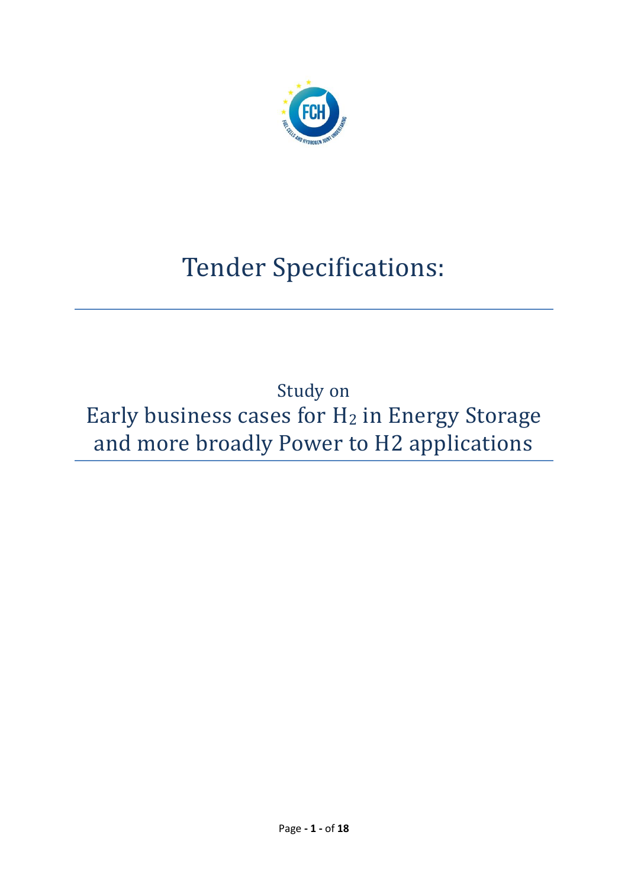# Tender Specifications:

Study on

Early business cases for $H_2$ in Energy Storage and more broadly Power to H2 applications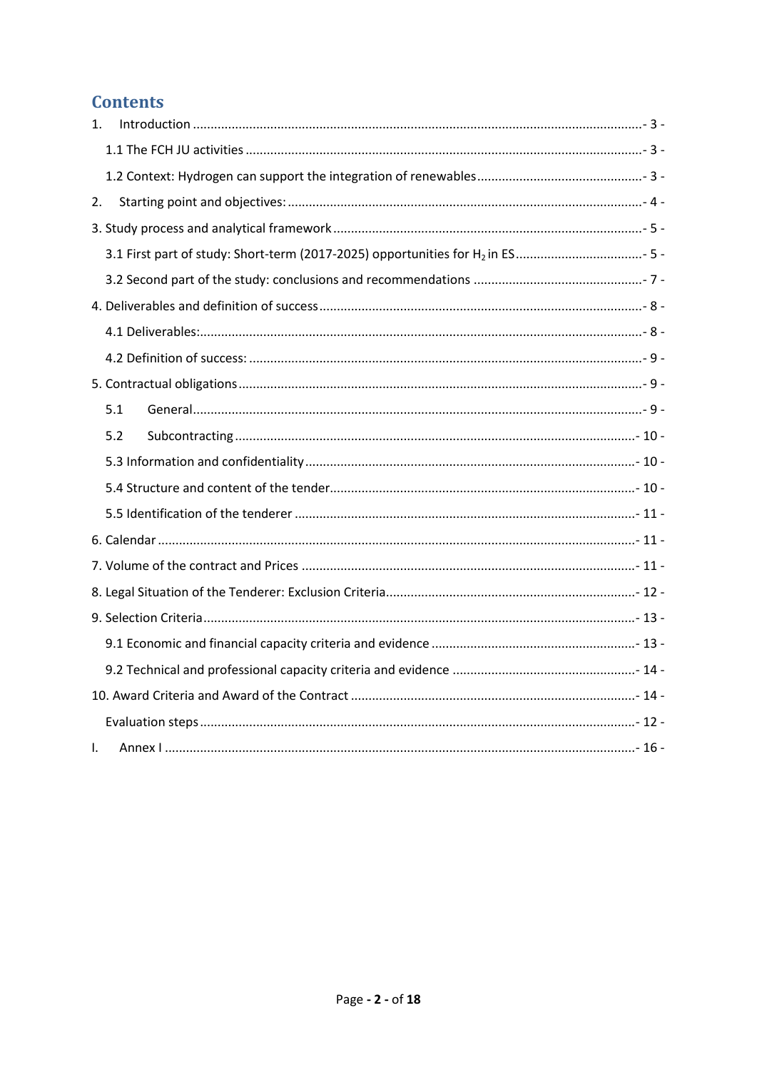# Contents

1. Introduction ....................................................................................................................... - 3 -
   - 1.1 The FCH JU activities ......................................................................................................... - 3 -
   - 1.2 Context: Hydrogen can support the integration of renewables ............................................. - 3 -
2. Starting point and objectives: ................................................................................................ - 4 -
3. Study process and analytical framework ............................................................................... - 5 -
   - 3.1 First part of study: Short-term (2017-2025) opportunities for $H_2$ in ES .................................. - 5 -
   - 3.2 Second part of the study: conclusions and recommendations .............................................. - 7 -
4. Deliverables and definition of success ...................................................................................... - 8 -
   - 4.1 Deliverables: ....................................................................................................................... - 8 -
   - 4.2 Definition of success: ............................................................................................................ - 9 -
5. Contractual obligations ............................................................................................................. - 9 -
   - 5.1 General ................................................................................................................................ - 9 -
   - 5.2 Subcontracting ...................................................................................................................... - 10 -
   - 5.3 Information and confidentiality ............................................................................................ - 10 -
   - 5.4 Structure and content of the tender ........................................................................................ - 10 -
   - 5.5 Identification of the tenderer ................................................................................................. - 11 -
6. Calendar .................................................................................................................................... - 11 -
7. Volume of the contract and Prices .............................................................................................. - 11 -
8. Legal Situation of the Tenderer: Exclusion Criteria ...................................................................... - 12 -
9. Selection Criteria ........................................................................................................................ - 13 -
   - 9.1 Economic and financial capacity criteria and evidence .......................................................... - 13 -
   - 9.2 Technical and professional capacity criteria and evidence ..................................................... - 14 -
10. Award Criteria and Award of the Contract ................................................................................. - 14 -
    - Evaluation steps ........................................................................................................................ - 12 -

I. Annex I ........................................................................................................................................ - 16 -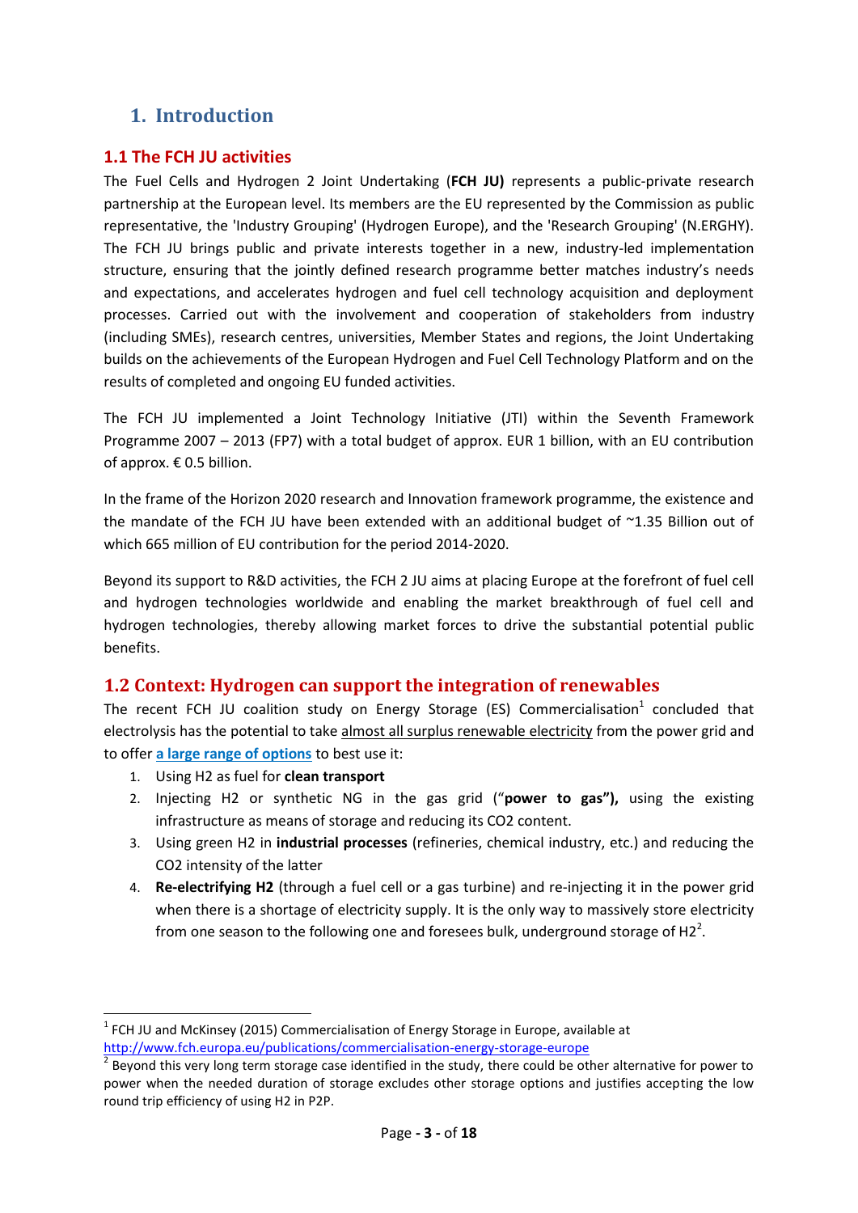# 1. Introduction

## 1.1 The FCH JU activities

The Fuel Cells and Hydrogen 2 Joint Undertaking (**FCH JU)** represents a public-private research partnership at the European level. Its members are the EU represented by the Commission as public representative, the 'Industry Grouping' (Hydrogen Europe), and the 'Research Grouping' (N.ERGHY). The FCH JU brings public and private interests together in a new, industry-led implementation structure, ensuring that the jointly defined research programme better matches industry's needs and expectations, and accelerates hydrogen and fuel cell technology acquisition and deployment processes. Carried out with the involvement and cooperation of stakeholders from industry (including SMEs), research centres, universities, Member States and regions, the Joint Undertaking builds on the achievements of the European Hydrogen and Fuel Cell Technology Platform and on the results of completed and ongoing EU funded activities.

The FCH JU implemented a Joint Technology Initiative (JTI) within the Seventh Framework Programme 2007 – 2013 (FP7) with a total budget of approx. EUR 1 billion, with an EU contribution of approx. € 0.5 billion.

In the frame of the Horizon 2020 research and Innovation framework programme, the existence and the mandate of the FCH JU have been extended with an additional budget of ~1.35 Billion out of which 665 million of EU contribution for the period 2014-2020.

Beyond its support to R&D activities, the FCH 2 JU aims at placing Europe at the forefront of fuel cell and hydrogen technologies worldwide and enabling the market breakthrough of fuel cell and hydrogen technologies, thereby allowing market forces to drive the substantial potential public benefits.

## 1.2 Context: Hydrogen can support the integration of renewables

The recent FCH JU coalition study on Energy Storage (ES) Commercialisation[1] concluded that electrolysis has the potential to take almost all surplus renewable electricity from the power grid and to offer **a large range of options** to best use it:

1. Using H2 as fuel for **clean transport**
2. Injecting H2 or synthetic NG in the gas grid ("**power to gas"),** using the existing infrastructure as means of storage and reducing its CO2 content.
3. Using green H2 in **industrial processes** (refineries, chemical industry, etc.) and reducing the CO2 intensity of the latter
4. **Re-electrifying H2** (through a fuel cell or a gas turbine) and re-injecting it in the power grid when there is a shortage of electricity supply. It is the only way to massively store electricity from one season to the following one and foresees bulk, underground storage of H2[2].

---

[1] FCH JU and McKinsey (2015) Commercialisation of Energy Storage in Europe, available at http://www.fch.europa.eu/publications/commercialisation-energy-storage-europe

[2] Beyond this very long term storage case identified in the study, there could be other alternative for power to power when the needed duration of storage excludes other storage options and justifies accepting the low round trip efficiency of using H2 in P2P.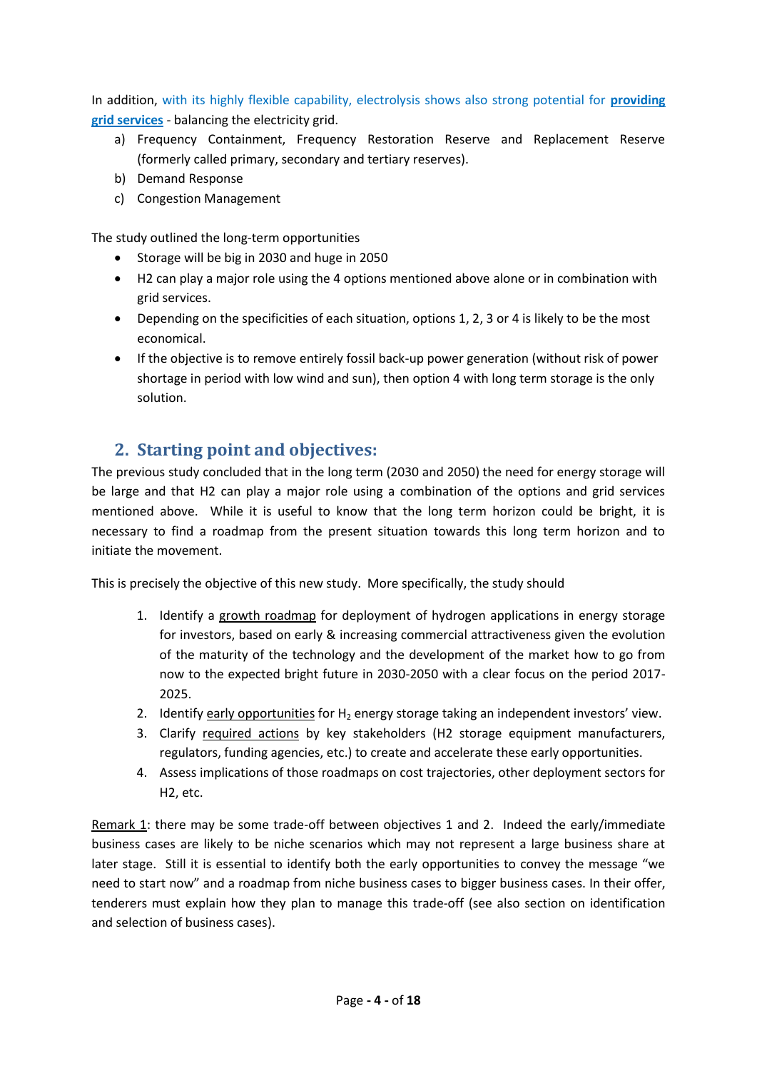In addition, with its highly flexible capability, electrolysis shows also strong potential for **providing grid services** - balancing the electricity grid.

a) Frequency Containment, Frequency Restoration Reserve and Replacement Reserve (formerly called primary, secondary and tertiary reserves).
b) Demand Response
c) Congestion Management

The study outlined the long-term opportunities

- Storage will be big in 2030 and huge in 2050
- H2 can play a major role using the 4 options mentioned above alone or in combination with grid services.
- Depending on the specificities of each situation, options 1, 2, 3 or 4 is likely to be the most economical.
- If the objective is to remove entirely fossil back-up power generation (without risk of power shortage in period with low wind and sun), then option 4 with long term storage is the only solution.

## 2. Starting point and objectives:

The previous study concluded that in the long term (2030 and 2050) the need for energy storage will be large and that H2 can play a major role using a combination of the options and grid services mentioned above. While it is useful to know that the long term horizon could be bright, it is necessary to find a roadmap from the present situation towards this long term horizon and to initiate the movement.

This is precisely the objective of this new study. More specifically, the study should

1. Identify a <u>growth roadmap</u> for deployment of hydrogen applications in energy storage for investors, based on early & increasing commercial attractiveness given the evolution of the maturity of the technology and the development of the market how to go from now to the expected bright future in 2030-2050 with a clear focus on the period 2017-2025.
2. Identify <u>early opportunities</u> for $H_2$ energy storage taking an independent investors' view.
3. Clarify <u>required actions</u> by key stakeholders (H2 storage equipment manufacturers, regulators, funding agencies, etc.) to create and accelerate these early opportunities.
4. Assess implications of those roadmaps on cost trajectories, other deployment sectors for H2, etc.

<u>Remark 1</u>: there may be some trade-off between objectives 1 and 2. Indeed the early/immediate business cases are likely to be niche scenarios which may not represent a large business share at later stage. Still it is essential to identify both the early opportunities to convey the message "we need to start now" and a roadmap from niche business cases to bigger business cases. In their offer, tenderers must explain how they plan to manage this trade-off (see also section on identification and selection of business cases).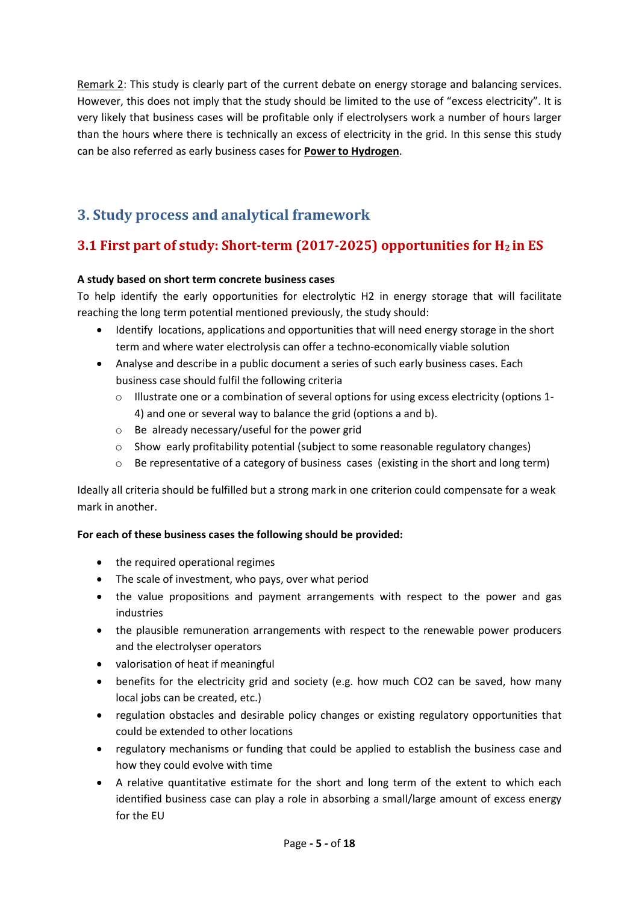Remark 2: This study is clearly part of the current debate on energy storage and balancing services. However, this does not imply that the study should be limited to the use of "excess electricity". It is very likely that business cases will be profitable only if electrolysers work a number of hours larger than the hours where there is technically an excess of electricity in the grid. In this sense this study can be also referred as early business cases for **Power to Hydrogen**.

## 3. Study process and analytical framework

### 3.1 First part of study: Short-term (2017-2025) opportunities for $H_2$ in ES

**A study based on short term concrete business cases**

To help identify the early opportunities for electrolytic H2 in energy storage that will facilitate reaching the long term potential mentioned previously, the study should:

- Identify locations, applications and opportunities that will need energy storage in the short term and where water electrolysis can offer a techno-economically viable solution
- Analyse and describe in a public document a series of such early business cases. Each business case should fulfil the following criteria
  - Illustrate one or a combination of several options for using excess electricity (options 1-4) and one or several way to balance the grid (options a and b).
  - Be already necessary/useful for the power grid
  - Show early profitability potential (subject to some reasonable regulatory changes)
  - Be representative of a category of business cases (existing in the short and long term)

Ideally all criteria should be fulfilled but a strong mark in one criterion could compensate for a weak mark in another.

**For each of these business cases the following should be provided:**

- the required operational regimes
- The scale of investment, who pays, over what period
- the value propositions and payment arrangements with respect to the power and gas industries
- the plausible remuneration arrangements with respect to the renewable power producers and the electrolyser operators
- valorisation of heat if meaningful
- benefits for the electricity grid and society (e.g. how much CO2 can be saved, how many local jobs can be created, etc.)
- regulation obstacles and desirable policy changes or existing regulatory opportunities that could be extended to other locations
- regulatory mechanisms or funding that could be applied to establish the business case and how they could evolve with time
- A relative quantitative estimate for the short and long term of the extent to which each identified business case can play a role in absorbing a small/large amount of excess energy for the EU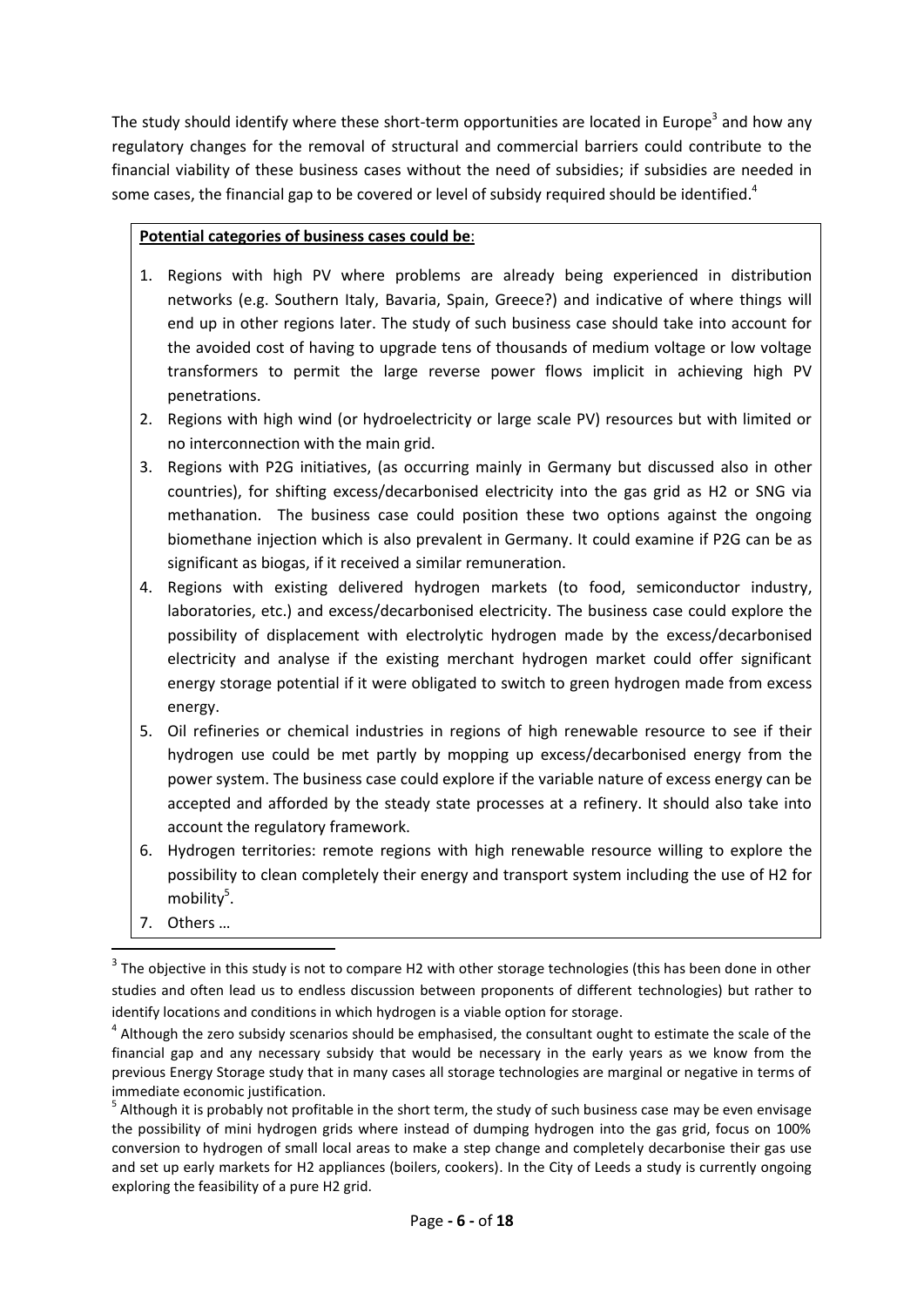The study should identify where these short-term opportunities are located in Europe[3] and how any regulatory changes for the removal of structural and commercial barriers could contribute to the financial viability of these business cases without the need of subsidies; if subsidies are needed in some cases, the financial gap to be covered or level of subsidy required should be identified.[4]

**Potential categories of business cases could be**:

1. Regions with high PV where problems are already being experienced in distribution networks (e.g. Southern Italy, Bavaria, Spain, Greece?) and indicative of where things will end up in other regions later. The study of such business case should take into account for the avoided cost of having to upgrade tens of thousands of medium voltage or low voltage transformers to permit the large reverse power flows implicit in achieving high PV penetrations.
2. Regions with high wind (or hydroelectricity or large scale PV) resources but with limited or no interconnection with the main grid.
3. Regions with P2G initiatives, (as occurring mainly in Germany but discussed also in other countries), for shifting excess/decarbonised electricity into the gas grid as H2 or SNG via methanation. The business case could position these two options against the ongoing biomethane injection which is also prevalent in Germany. It could examine if P2G can be as significant as biogas, if it received a similar remuneration.
4. Regions with existing delivered hydrogen markets (to food, semiconductor industry, laboratories, etc.) and excess/decarbonised electricity. The business case could explore the possibility of displacement with electrolytic hydrogen made by the excess/decarbonised electricity and analyse if the existing merchant hydrogen market could offer significant energy storage potential if it were obligated to switch to green hydrogen made from excess energy.
5. Oil refineries or chemical industries in regions of high renewable resource to see if their hydrogen use could be met partly by mopping up excess/decarbonised energy from the power system. The business case could explore if the variable nature of excess energy can be accepted and afforded by the steady state processes at a refinery. It should also take into account the regulatory framework.
6. Hydrogen territories: remote regions with high renewable resource willing to explore the possibility to clean completely their energy and transport system including the use of H2 for mobility[5].
7. Others …

[3] The objective in this study is not to compare H2 with other storage technologies (this has been done in other studies and often lead us to endless discussion between proponents of different technologies) but rather to identify locations and conditions in which hydrogen is a viable option for storage.

[4] Although the zero subsidy scenarios should be emphasised, the consultant ought to estimate the scale of the financial gap and any necessary subsidy that would be necessary in the early years as we know from the previous Energy Storage study that in many cases all storage technologies are marginal or negative in terms of immediate economic justification.

[5] Although it is probably not profitable in the short term, the study of such business case may be even envisage the possibility of mini hydrogen grids where instead of dumping hydrogen into the gas grid, focus on 100% conversion to hydrogen of small local areas to make a step change and completely decarbonise their gas use and set up early markets for H2 appliances (boilers, cookers). In the City of Leeds a study is currently ongoing exploring the feasibility of a pure H2 grid.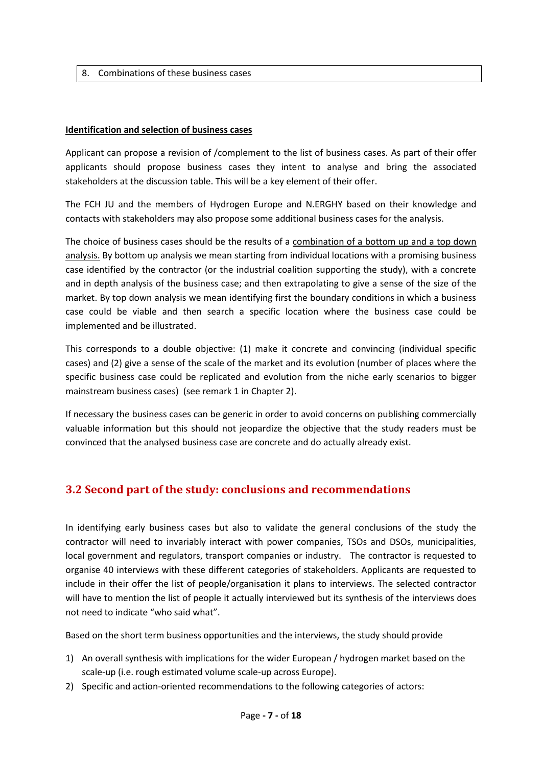| 8. Combinations of these business cases |
| --- |

**Identification and selection of business cases**

Applicant can propose a revision of /complement to the list of business cases. As part of their offer applicants should propose business cases they intent to analyse and bring the associated stakeholders at the discussion table. This will be a key element of their offer.

The FCH JU and the members of Hydrogen Europe and N.ERGHY based on their knowledge and contacts with stakeholders may also propose some additional business cases for the analysis.

The choice of business cases should be the results of a combination of a bottom up and a top down analysis. By bottom up analysis we mean starting from individual locations with a promising business case identified by the contractor (or the industrial coalition supporting the study), with a concrete and in depth analysis of the business case; and then extrapolating to give a sense of the size of the market. By top down analysis we mean identifying first the boundary conditions in which a business case could be viable and then search a specific location where the business case could be implemented and be illustrated.

This corresponds to a double objective: (1) make it concrete and convincing (individual specific cases) and (2) give a sense of the scale of the market and its evolution (number of places where the specific business case could be replicated and evolution from the niche early scenarios to bigger mainstream business cases) (see remark 1 in Chapter 2).

If necessary the business cases can be generic in order to avoid concerns on publishing commercially valuable information but this should not jeopardize the objective that the study readers must be convinced that the analysed business case are concrete and do actually already exist.

## 3.2 Second part of the study: conclusions and recommendations

In identifying early business cases but also to validate the general conclusions of the study the contractor will need to invariably interact with power companies, TSOs and DSOs, municipalities, local government and regulators, transport companies or industry. The contractor is requested to organise 40 interviews with these different categories of stakeholders. Applicants are requested to include in their offer the list of people/organisation it plans to interviews. The selected contractor will have to mention the list of people it actually interviewed but its synthesis of the interviews does not need to indicate "who said what".

Based on the short term business opportunities and the interviews, the study should provide

1) An overall synthesis with implications for the wider European / hydrogen market based on the scale-up (i.e. rough estimated volume scale-up across Europe).
2) Specific and action-oriented recommendations to the following categories of actors: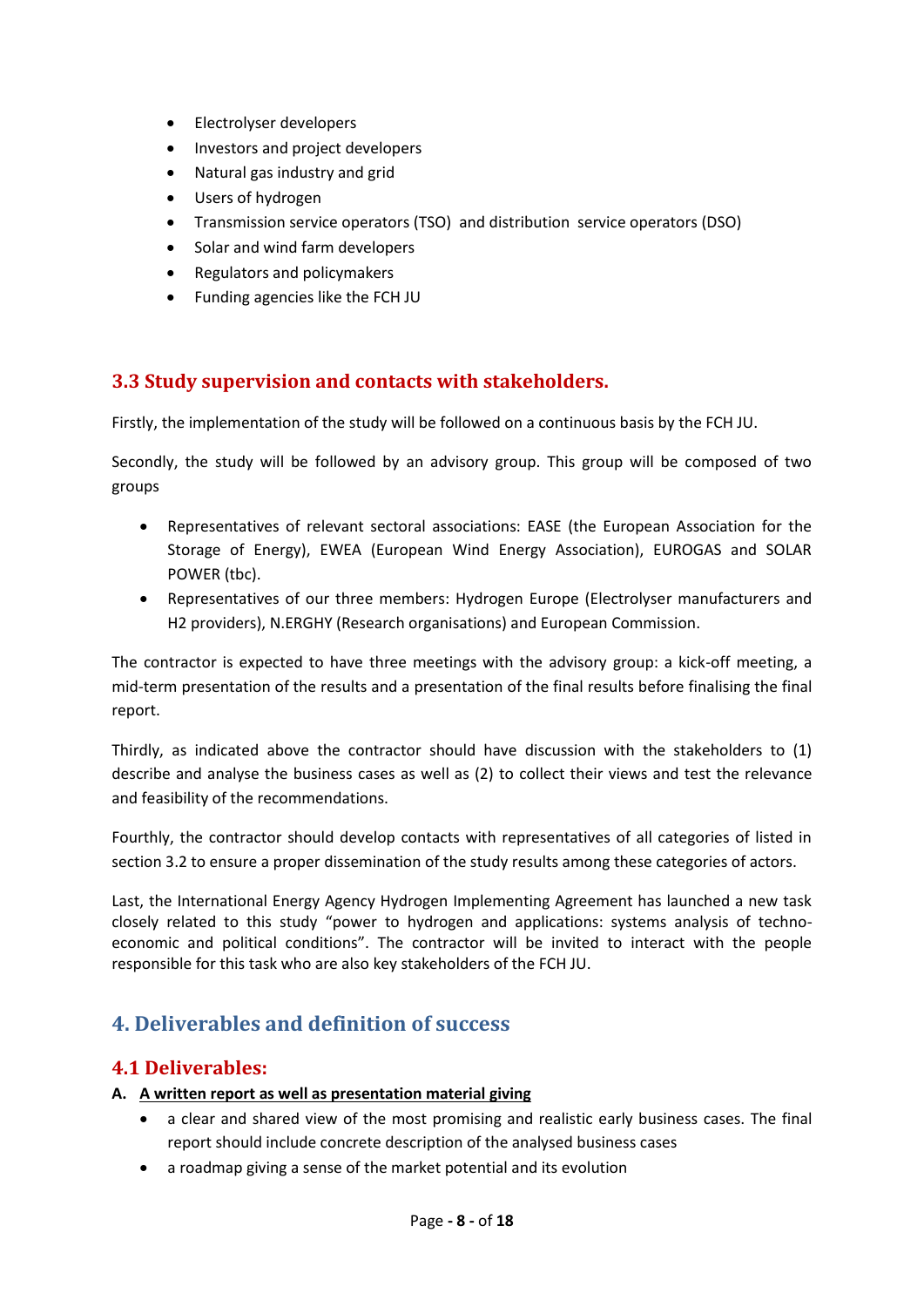- Electrolyser developers
- Investors and project developers
- Natural gas industry and grid
- Users of hydrogen
- Transmission service operators (TSO) and distribution service operators (DSO)
- Solar and wind farm developers
- Regulators and policymakers
- Funding agencies like the FCH JU

## 3.3 Study supervision and contacts with stakeholders.

Firstly, the implementation of the study will be followed on a continuous basis by the FCH JU.

Secondly, the study will be followed by an advisory group. This group will be composed of two groups

- Representatives of relevant sectoral associations: EASE (the European Association for the Storage of Energy), EWEA (European Wind Energy Association), EUROGAS and SOLAR POWER (tbc).
- Representatives of our three members: Hydrogen Europe (Electrolyser manufacturers and H2 providers), N.ERGHY (Research organisations) and European Commission.

The contractor is expected to have three meetings with the advisory group: a kick-off meeting, a mid-term presentation of the results and a presentation of the final results before finalising the final report.

Thirdly, as indicated above the contractor should have discussion with the stakeholders to (1) describe and analyse the business cases as well as (2) to collect their views and test the relevance and feasibility of the recommendations.

Fourthly, the contractor should develop contacts with representatives of all categories of listed in section 3.2 to ensure a proper dissemination of the study results among these categories of actors.

Last, the International Energy Agency Hydrogen Implementing Agreement has launched a new task closely related to this study "power to hydrogen and applications: systems analysis of techno-economic and political conditions". The contractor will be invited to interact with the people responsible for this task who are also key stakeholders of the FCH JU.

# 4. Deliverables and definition of success

## 4.1 Deliverables:

**A. <u>A written report as well as presentation material giving</u>**

- a clear and shared view of the most promising and realistic early business cases. The final report should include concrete description of the analysed business cases
- a roadmap giving a sense of the market potential and its evolution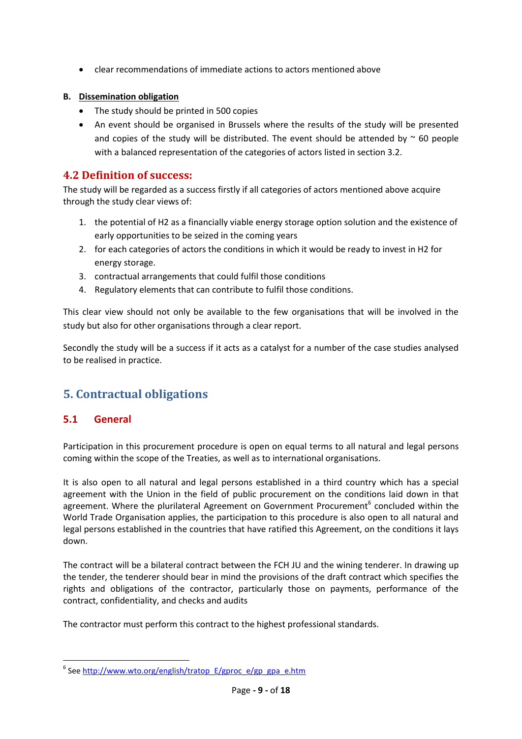- clear recommendations of immediate actions to actors mentioned above

**B. Dissemination obligation**

- The study should be printed in 500 copies
- An event should be organised in Brussels where the results of the study will be presented and copies of the study will be distributed. The event should be attended by ~ 60 people with a balanced representation of the categories of actors listed in section 3.2.

## 4.2 Definition of success:

The study will be regarded as a success firstly if all categories of actors mentioned above acquire through the study clear views of:

1. the potential of H2 as a financially viable energy storage option solution and the existence of early opportunities to be seized in the coming years
2. for each categories of actors the conditions in which it would be ready to invest in H2 for energy storage.
3. contractual arrangements that could fulfil those conditions
4. Regulatory elements that can contribute to fulfil those conditions.

This clear view should not only be available to the few organisations that will be involved in the study but also for other organisations through a clear report.

Secondly the study will be a success if it acts as a catalyst for a number of the case studies analysed to be realised in practice.

# 5. Contractual obligations

## 5.1 General

Participation in this procurement procedure is open on equal terms to all natural and legal persons coming within the scope of the Treaties, as well as to international organisations.

It is also open to all natural and legal persons established in a third country which has a special agreement with the Union in the field of public procurement on the conditions laid down in that agreement. Where the plurilateral Agreement on Government Procurement[6] concluded within the World Trade Organisation applies, the participation to this procedure is also open to all natural and legal persons established in the countries that have ratified this Agreement, on the conditions it lays down.

The contract will be a bilateral contract between the FCH JU and the wining tenderer. In drawing up the tender, the tenderer should bear in mind the provisions of the draft contract which specifies the rights and obligations of the contractor, particularly those on payments, performance of the contract, confidentiality, and checks and audits

The contractor must perform this contract to the highest professional standards.

---

[6] See http://www.wto.org/english/tratop_E/gproc_e/gp_gpa_e.htm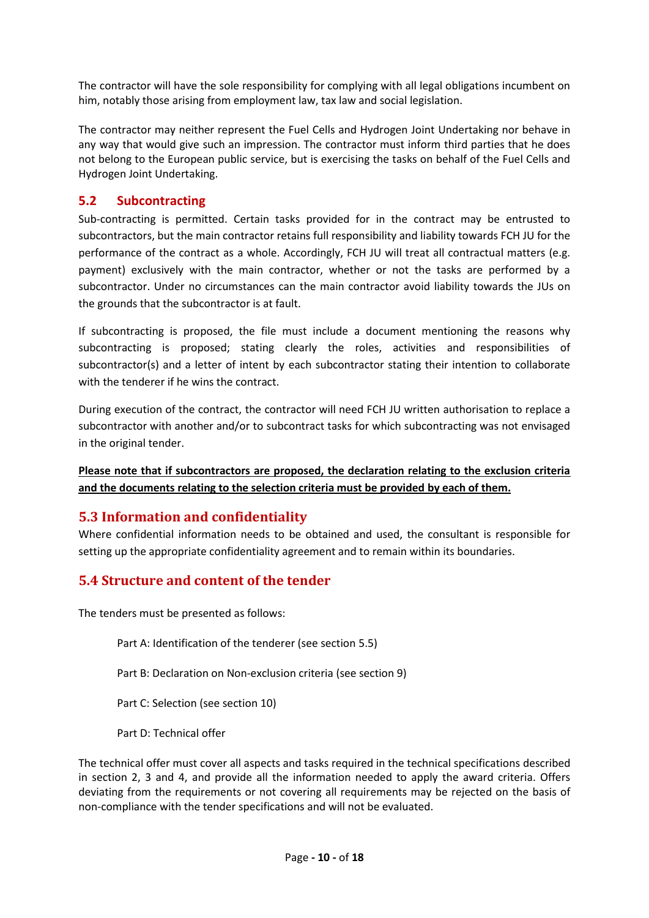The contractor will have the sole responsibility for complying with all legal obligations incumbent on him, notably those arising from employment law, tax law and social legislation.

The contractor may neither represent the Fuel Cells and Hydrogen Joint Undertaking nor behave in any way that would give such an impression. The contractor must inform third parties that he does not belong to the European public service, but is exercising the tasks on behalf of the Fuel Cells and Hydrogen Joint Undertaking.

## 5.2 Subcontracting

Sub-contracting is permitted. Certain tasks provided for in the contract may be entrusted to subcontractors, but the main contractor retains full responsibility and liability towards FCH JU for the performance of the contract as a whole. Accordingly, FCH JU will treat all contractual matters (e.g. payment) exclusively with the main contractor, whether or not the tasks are performed by a subcontractor. Under no circumstances can the main contractor avoid liability towards the JUs on the grounds that the subcontractor is at fault.

If subcontracting is proposed, the file must include a document mentioning the reasons why subcontracting is proposed; stating clearly the roles, activities and responsibilities of subcontractor(s) and a letter of intent by each subcontractor stating their intention to collaborate with the tenderer if he wins the contract.

During execution of the contract, the contractor will need FCH JU written authorisation to replace a subcontractor with another and/or to subcontract tasks for which subcontracting was not envisaged in the original tender.

**Please note that if subcontractors are proposed, the declaration relating to the exclusion criteria and the documents relating to the selection criteria must be provided by each of them.**

## 5.3 Information and confidentiality

Where confidential information needs to be obtained and used, the consultant is responsible for setting up the appropriate confidentiality agreement and to remain within its boundaries.

## 5.4 Structure and content of the tender

The tenders must be presented as follows:

Part A: Identification of the tenderer (see section 5.5)

Part B: Declaration on Non-exclusion criteria (see section 9)

Part C: Selection (see section 10)

Part D: Technical offer

The technical offer must cover all aspects and tasks required in the technical specifications described in section 2, 3 and 4, and provide all the information needed to apply the award criteria. Offers deviating from the requirements or not covering all requirements may be rejected on the basis of non-compliance with the tender specifications and will not be evaluated.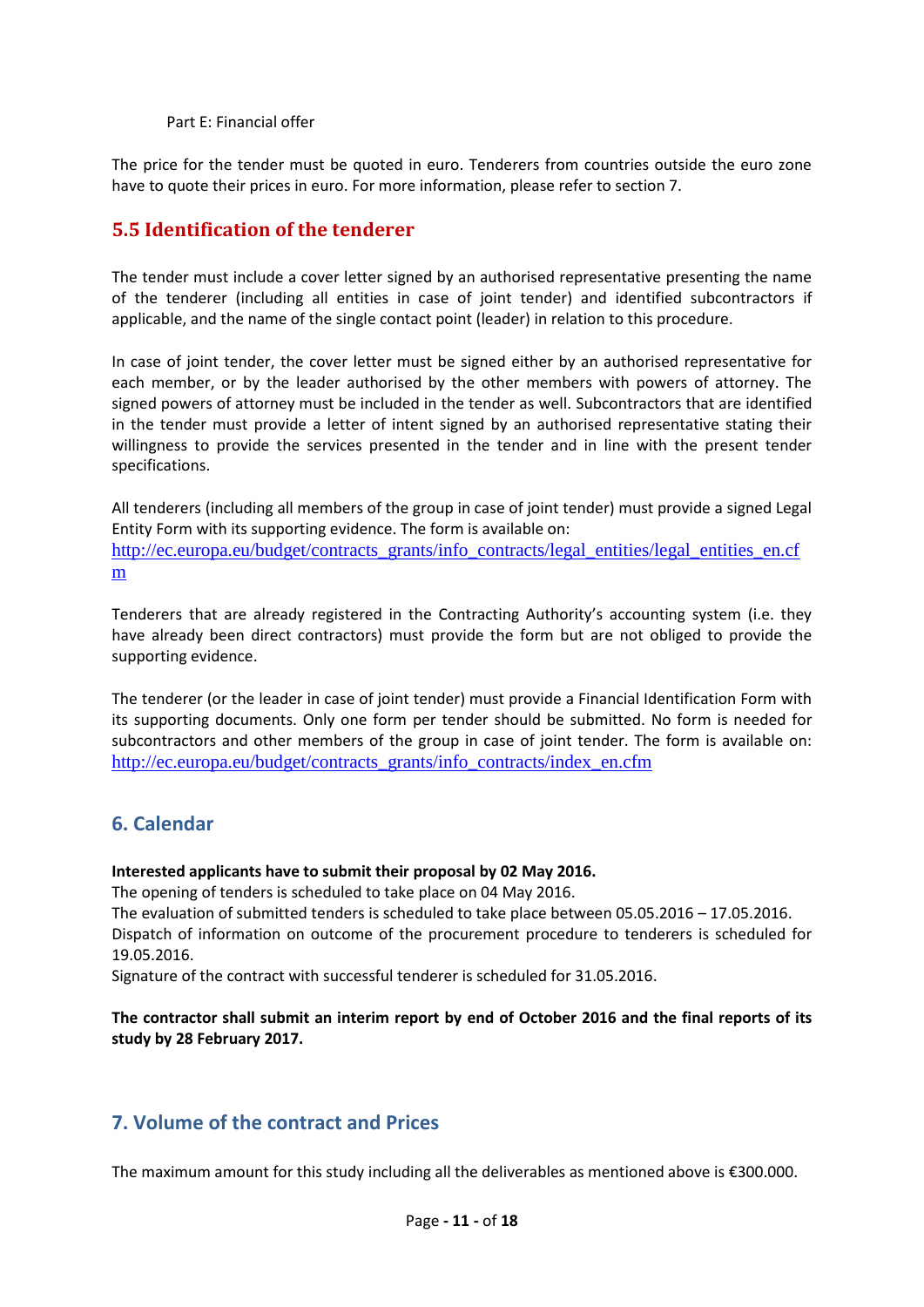Part E: Financial offer

The price for the tender must be quoted in euro. Tenderers from countries outside the euro zone have to quote their prices in euro. For more information, please refer to section 7.

## 5.5 Identification of the tenderer

The tender must include a cover letter signed by an authorised representative presenting the name of the tenderer (including all entities in case of joint tender) and identified subcontractors if applicable, and the name of the single contact point (leader) in relation to this procedure.

In case of joint tender, the cover letter must be signed either by an authorised representative for each member, or by the leader authorised by the other members with powers of attorney. The signed powers of attorney must be included in the tender as well. Subcontractors that are identified in the tender must provide a letter of intent signed by an authorised representative stating their willingness to provide the services presented in the tender and in line with the present tender specifications.

All tenderers (including all members of the group in case of joint tender) must provide a signed Legal Entity Form with its supporting evidence. The form is available on: http://ec.europa.eu/budget/contracts_grants/info_contracts/legal_entities/legal_entities_en.cfm

Tenderers that are already registered in the Contracting Authority's accounting system (i.e. they have already been direct contractors) must provide the form but are not obliged to provide the supporting evidence.

The tenderer (or the leader in case of joint tender) must provide a Financial Identification Form with its supporting documents. Only one form per tender should be submitted. No form is needed for subcontractors and other members of the group in case of joint tender. The form is available on: http://ec.europa.eu/budget/contracts_grants/info_contracts/index_en.cfm

## 6. Calendar

**Interested applicants have to submit their proposal by 02 May 2016.**
The opening of tenders is scheduled to take place on 04 May 2016.
The evaluation of submitted tenders is scheduled to take place between 05.05.2016 – 17.05.2016.
Dispatch of information on outcome of the procurement procedure to tenderers is scheduled for 19.05.2016.
Signature of the contract with successful tenderer is scheduled for 31.05.2016.

**The contractor shall submit an interim report by end of October 2016 and the final reports of its study by 28 February 2017.**

## 7. Volume of the contract and Prices

The maximum amount for this study including all the deliverables as mentioned above is €300.000.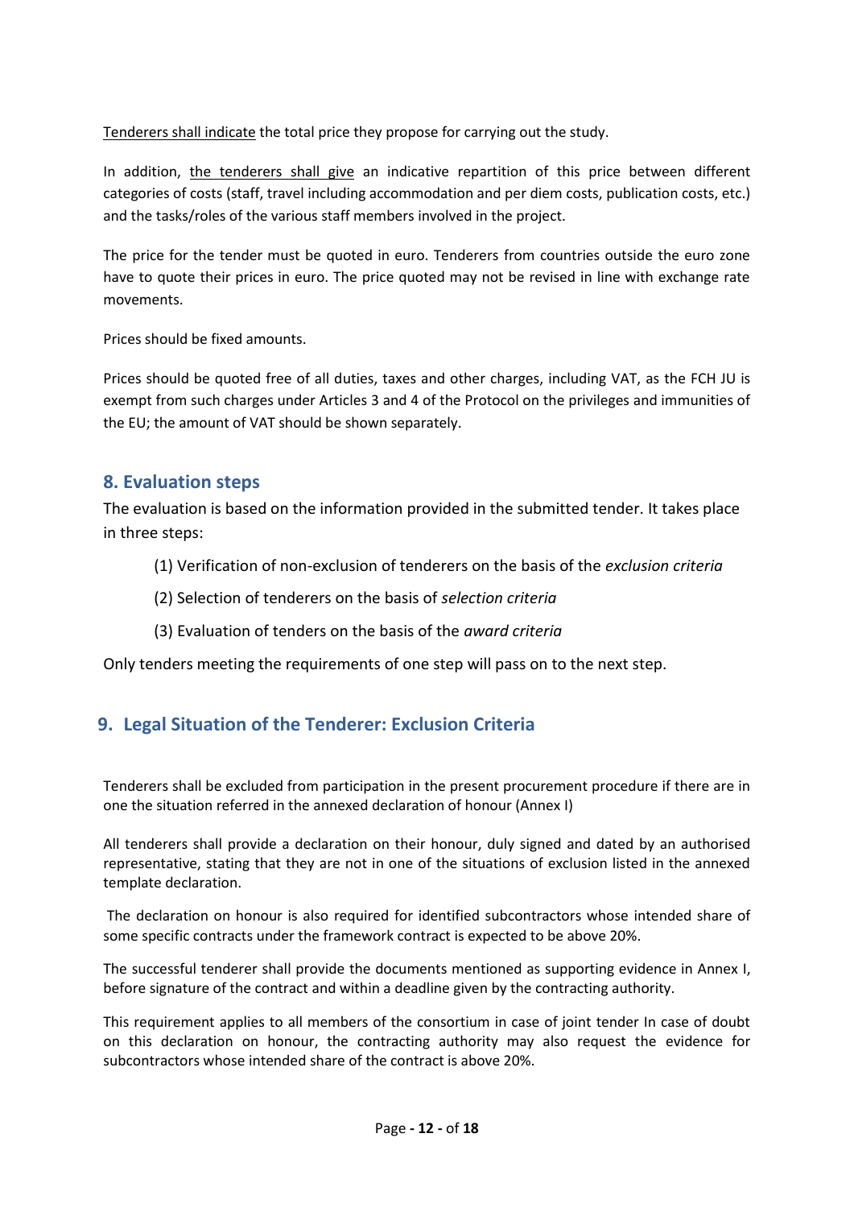Tenderers shall indicate the total price they propose for carrying out the study.

In addition, the tenderers shall give an indicative repartition of this price between different categories of costs (staff, travel including accommodation and per diem costs, publication costs, etc.) and the tasks/roles of the various staff members involved in the project.

The price for the tender must be quoted in euro. Tenderers from countries outside the euro zone have to quote their prices in euro. The price quoted may not be revised in line with exchange rate movements.

Prices should be fixed amounts.

Prices should be quoted free of all duties, taxes and other charges, including VAT, as the FCH JU is exempt from such charges under Articles 3 and 4 of the Protocol on the privileges and immunities of the EU; the amount of VAT should be shown separately.

## 8. Evaluation steps

The evaluation is based on the information provided in the submitted tender. It takes place in three steps:

(1) Verification of non-exclusion of tenderers on the basis of the *exclusion criteria*

(2) Selection of tenderers on the basis of *selection criteria*

(3) Evaluation of tenders on the basis of the *award criteria*

Only tenders meeting the requirements of one step will pass on to the next step.

## 9. Legal Situation of the Tenderer: Exclusion Criteria

Tenderers shall be excluded from participation in the present procurement procedure if there are in one the situation referred in the annexed declaration of honour (Annex I)

All tenderers shall provide a declaration on their honour, duly signed and dated by an authorised representative, stating that they are not in one of the situations of exclusion listed in the annexed template declaration.

The declaration on honour is also required for identified subcontractors whose intended share of some specific contracts under the framework contract is expected to be above 20%.

The successful tenderer shall provide the documents mentioned as supporting evidence in Annex I, before signature of the contract and within a deadline given by the contracting authority.

This requirement applies to all members of the consortium in case of joint tender In case of doubt on this declaration on honour, the contracting authority may also request the evidence for subcontractors whose intended share of the contract is above 20%.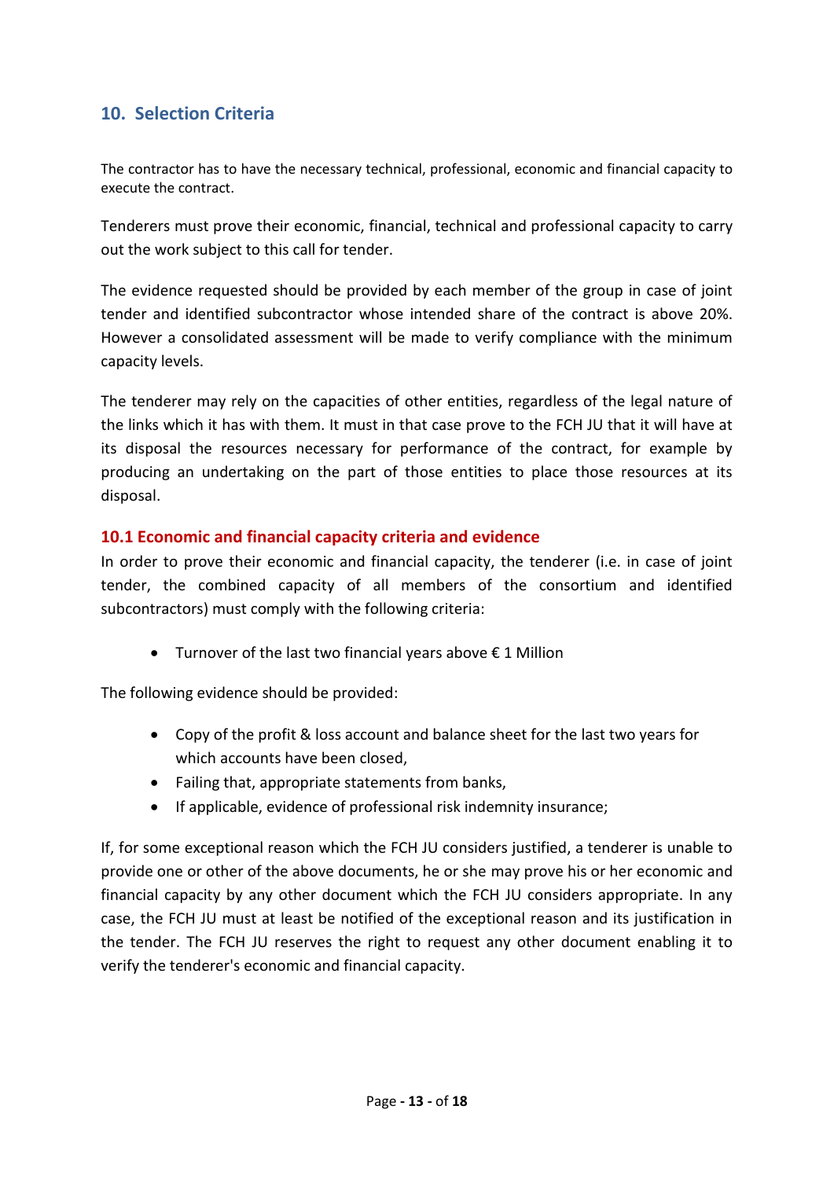## 10. Selection Criteria

The contractor has to have the necessary technical, professional, economic and financial capacity to execute the contract.

Tenderers must prove their economic, financial, technical and professional capacity to carry out the work subject to this call for tender.

The evidence requested should be provided by each member of the group in case of joint tender and identified subcontractor whose intended share of the contract is above 20%. However a consolidated assessment will be made to verify compliance with the minimum capacity levels.

The tenderer may rely on the capacities of other entities, regardless of the legal nature of the links which it has with them. It must in that case prove to the FCH JU that it will have at its disposal the resources necessary for performance of the contract, for example by producing an undertaking on the part of those entities to place those resources at its disposal.

### 10.1 Economic and financial capacity criteria and evidence

In order to prove their economic and financial capacity, the tenderer (i.e. in case of joint tender, the combined capacity of all members of the consortium and identified subcontractors) must comply with the following criteria:

- Turnover of the last two financial years above € 1 Million

The following evidence should be provided:

- Copy of the profit & loss account and balance sheet for the last two years for which accounts have been closed,
- Failing that, appropriate statements from banks,
- If applicable, evidence of professional risk indemnity insurance;

If, for some exceptional reason which the FCH JU considers justified, a tenderer is unable to provide one or other of the above documents, he or she may prove his or her economic and financial capacity by any other document which the FCH JU considers appropriate. In any case, the FCH JU must at least be notified of the exceptional reason and its justification in the tender. The FCH JU reserves the right to request any other document enabling it to verify the tenderer's economic and financial capacity.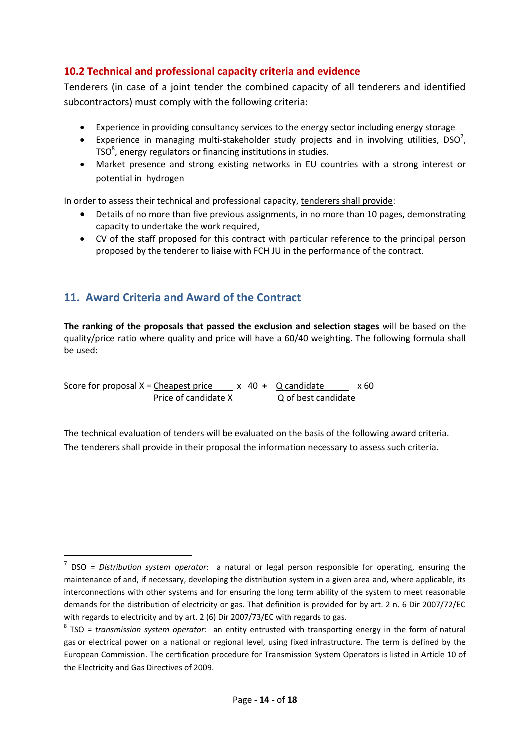## 10.2 Technical and professional capacity criteria and evidence

Tenderers (in case of a joint tender the combined capacity of all tenderers and identified subcontractors) must comply with the following criteria:

- Experience in providing consultancy services to the energy sector including energy storage
- Experience in managing multi-stakeholder study projects and in involving utilities, DSO[7], TSO[8], energy regulators or financing institutions in studies.
- Market presence and strong existing networks in EU countries with a strong interest or potential in hydrogen

In order to assess their technical and professional capacity, tenderers shall provide:

- Details of no more than five previous assignments, in no more than 10 pages, demonstrating capacity to undertake the work required,
- CV of the staff proposed for this contract with particular reference to the principal person proposed by the tenderer to liaise with FCH JU in the performance of the contract.

## 11. Award Criteria and Award of the Contract

**The ranking of the proposals that passed the exclusion and selection stages** will be based on the quality/price ratio where quality and price will have a 60/40 weighting. The following formula shall be used:

$$\text{Score for proposal X} = \frac{\text{Cheapest price}}{\text{Price of candidate X}} \times 40 + \frac{\text{Q candidate}}{\text{Q of best candidate}} \times 60$$

The technical evaluation of tenders will be evaluated on the basis of the following award criteria. The tenderers shall provide in their proposal the information necessary to assess such criteria.

---

[7] DSO = *Distribution system operator*: a natural or legal person responsible for operating, ensuring the maintenance of and, if necessary, developing the distribution system in a given area and, where applicable, its interconnections with other systems and for ensuring the long term ability of the system to meet reasonable demands for the distribution of electricity or gas. That definition is provided for by art. 2 n. 6 Dir 2007/72/EC with regards to electricity and by art. 2 (6) Dir 2007/73/EC with regards to gas.

[8] TSO = *transmission system operator*: an entity entrusted with transporting energy in the form of natural gas or electrical power on a national or regional level, using fixed infrastructure. The term is defined by the European Commission. The certification procedure for Transmission System Operators is listed in Article 10 of the Electricity and Gas Directives of 2009.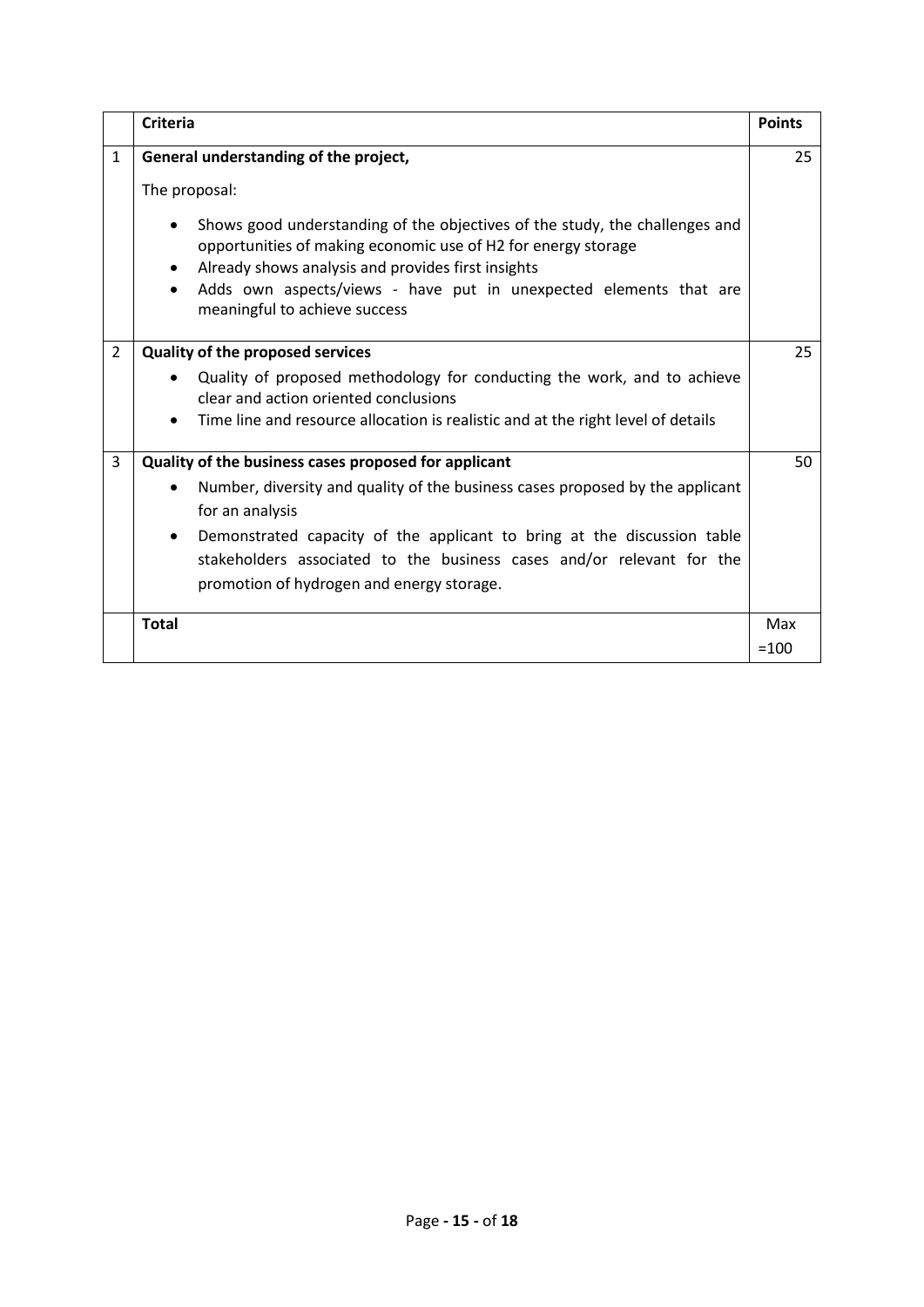| | Criteria | Points |
|---|---|---|
| 1 | **General understanding of the project,**<br><br>The proposal:<br><br>• Shows good understanding of the objectives of the study, the challenges and opportunities of making economic use of $H_2$ for energy storage<br>• Already shows analysis and provides first insights<br>• Adds own aspects/views - have put in unexpected elements that are meaningful to achieve success | 25 |
| 2 | **Quality of the proposed services**<br><br>• Quality of proposed methodology for conducting the work, and to achieve clear and action oriented conclusions<br>• Time line and resource allocation is realistic and at the right level of details | 25 |
| 3 | **Quality of the business cases proposed for applicant**<br><br>• Number, diversity and quality of the business cases proposed by the applicant for an analysis<br>• Demonstrated capacity of the applicant to bring at the discussion table stakeholders associated to the business cases and/or relevant for the promotion of hydrogen and energy storage. | 50 |
| | **Total** | Max =100 |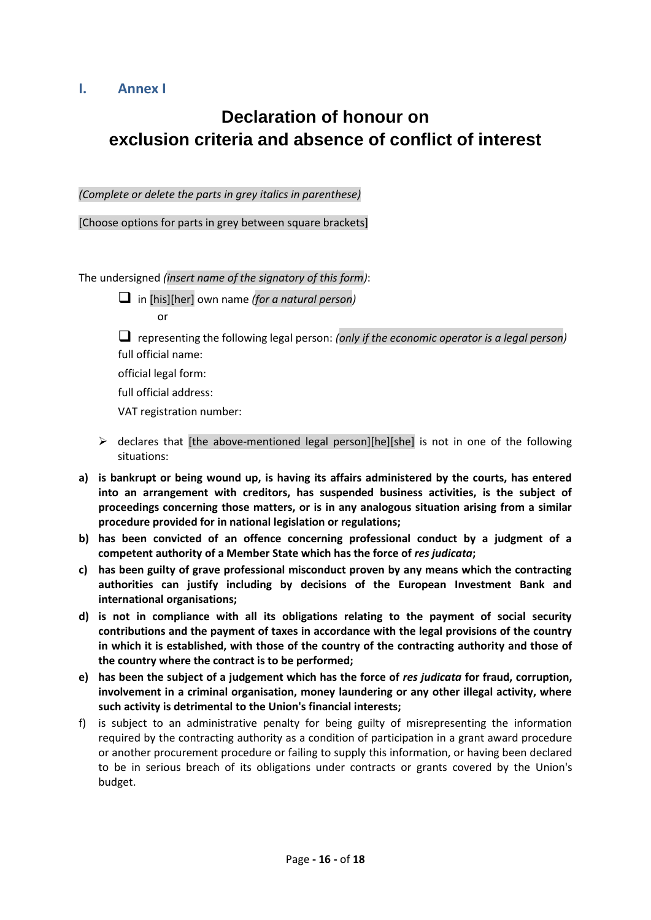# I. Annex I

## Declaration of honour on exclusion criteria and absence of conflict of interest

*(Complete or delete the parts in grey italics in parenthese)*

[Choose options for parts in grey between square brackets]

The undersigned *(insert name of the signatory of this form)*:

- ❑ in [his][her] own name *(for a natural person)*

  or

- ❑ representing the following legal person: *(only if the economic operator is a legal person)*

  full official name:

  official legal form:

  full official address:

  VAT registration number:

➢ declares that [the above-mentioned legal person][he][she] is not in one of the following situations:

**a) is bankrupt or being wound up, is having its affairs administered by the courts, has entered into an arrangement with creditors, has suspended business activities, is the subject of proceedings concerning those matters, or is in any analogous situation arising from a similar procedure provided for in national legislation or regulations;**

**b) has been convicted of an offence concerning professional conduct by a judgment of a competent authority of a Member State which has the force of *res judicata*;**

**c) has been guilty of grave professional misconduct proven by any means which the contracting authorities can justify including by decisions of the European Investment Bank and international organisations;**

**d) is not in compliance with all its obligations relating to the payment of social security contributions and the payment of taxes in accordance with the legal provisions of the country in which it is established, with those of the country of the contracting authority and those of the country where the contract is to be performed;**

**e) has been the subject of a judgement which has the force of *res judicata* for fraud, corruption, involvement in a criminal organisation, money laundering or any other illegal activity, where such activity is detrimental to the Union's financial interests;**

f) is subject to an administrative penalty for being guilty of misrepresenting the information required by the contracting authority as a condition of participation in a grant award procedure or another procurement procedure or failing to supply this information, or having been declared to be in serious breach of its obligations under contracts or grants covered by the Union's budget.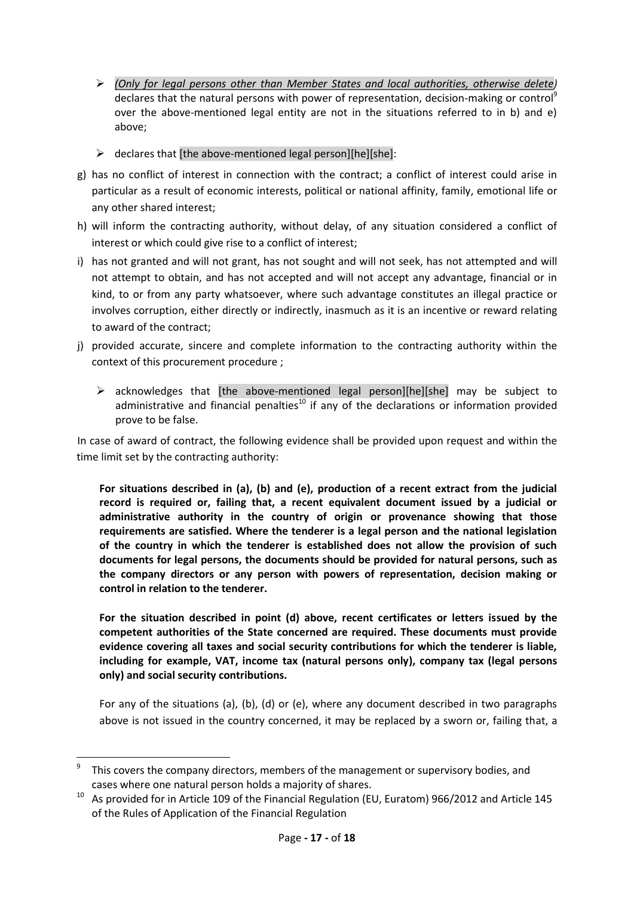- *(Only for legal persons other than Member States and local authorities, otherwise delete)* declares that the natural persons with power of representation, decision-making or control[9] over the above-mentioned legal entity are not in the situations referred to in b) and e) above;

- declares that [the above-mentioned legal person][he][she]:

g) has no conflict of interest in connection with the contract; a conflict of interest could arise in particular as a result of economic interests, political or national affinity, family, emotional life or any other shared interest;

h) will inform the contracting authority, without delay, of any situation considered a conflict of interest or which could give rise to a conflict of interest;

i) has not granted and will not grant, has not sought and will not seek, has not attempted and will not attempt to obtain, and has not accepted and will not accept any advantage, financial or in kind, to or from any party whatsoever, where such advantage constitutes an illegal practice or involves corruption, either directly or indirectly, inasmuch as it is an incentive or reward relating to award of the contract;

j) provided accurate, sincere and complete information to the contracting authority within the context of this procurement procedure ;

- acknowledges that [the above-mentioned legal person][he][she] may be subject to administrative and financial penalties[10] if any of the declarations or information provided prove to be false.

In case of award of contract, the following evidence shall be provided upon request and within the time limit set by the contracting authority:

**For situations described in (a), (b) and (e), production of a recent extract from the judicial record is required or, failing that, a recent equivalent document issued by a judicial or administrative authority in the country of origin or provenance showing that those requirements are satisfied. Where the tenderer is a legal person and the national legislation of the country in which the tenderer is established does not allow the provision of such documents for legal persons, the documents should be provided for natural persons, such as the company directors or any person with powers of representation, decision making or control in relation to the tenderer.**

**For the situation described in point (d) above, recent certificates or letters issued by the competent authorities of the State concerned are required. These documents must provide evidence covering all taxes and social security contributions for which the tenderer is liable, including for example, VAT, income tax (natural persons only), company tax (legal persons only) and social security contributions.**

For any of the situations (a), (b), (d) or (e), where any document described in two paragraphs above is not issued in the country concerned, it may be replaced by a sworn or, failing that, a

---

[9] This covers the company directors, members of the management or supervisory bodies, and cases where one natural person holds a majority of shares.

[10] As provided for in Article 109 of the Financial Regulation (EU, Euratom) 966/2012 and Article 145 of the Rules of Application of the Financial Regulation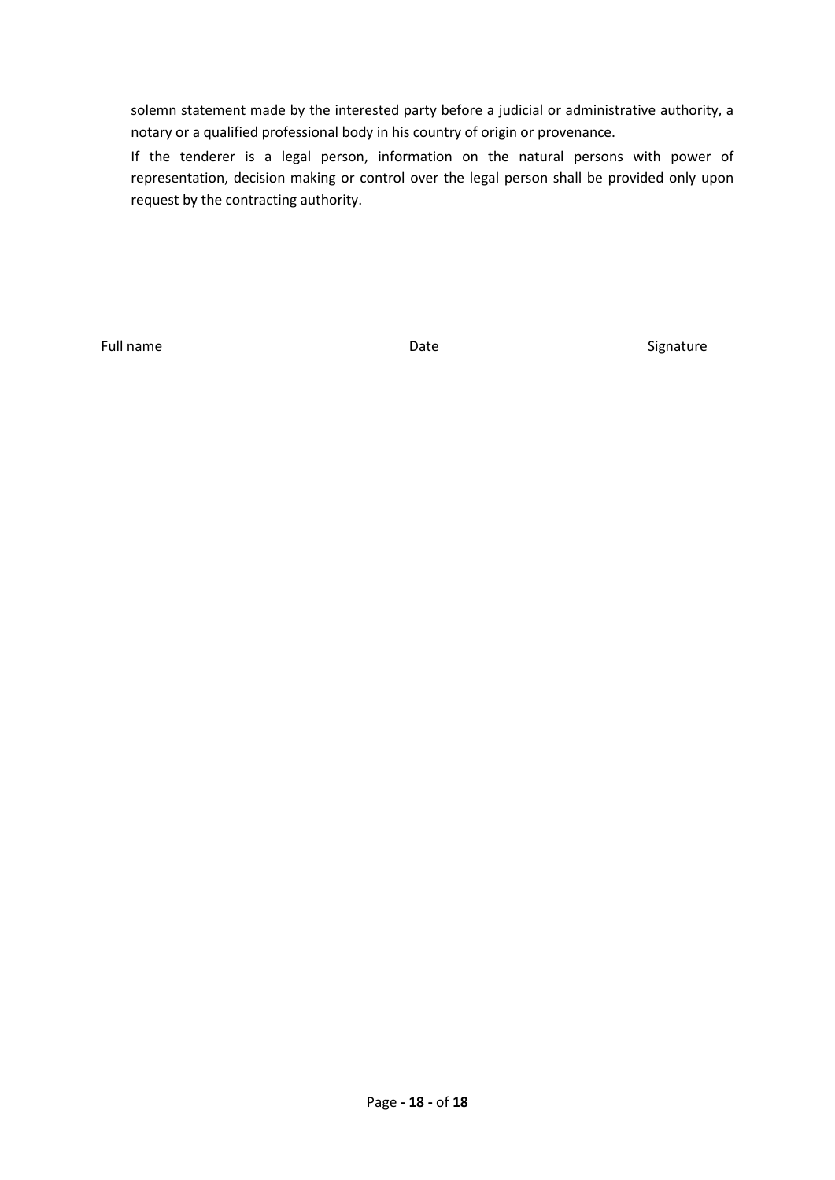solemn statement made by the interested party before a judicial or administrative authority, a notary or a qualified professional body in his country of origin or provenance.

If the tenderer is a legal person, information on the natural persons with power of representation, decision making or control over the legal person shall be provided only upon request by the contracting authority.

| | | |
|---|---|---|
| Full name | Date | Signature |